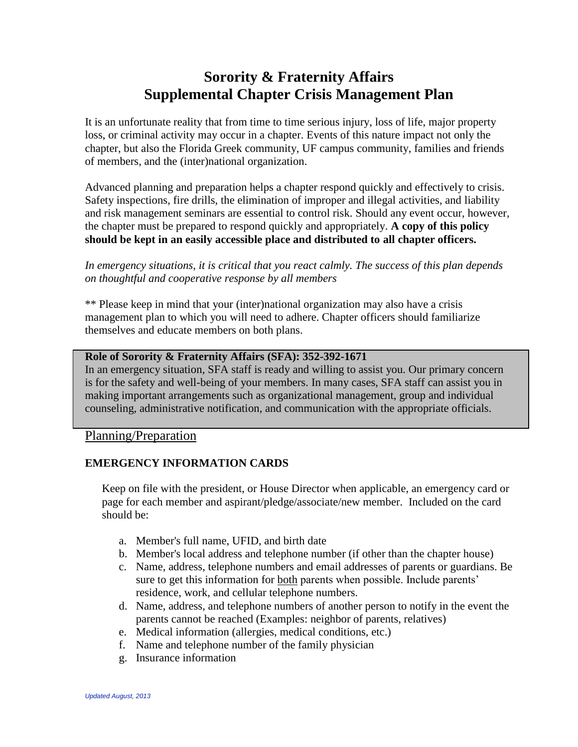# Sorority & Fraternity Affairs
# Supplemental Chapter Crisis Management Plan

It is an unfortunate reality that from time to time serious injury, loss of life, major property loss, or criminal activity may occur in a chapter. Events of this nature impact not only the chapter, but also the Florida Greek community, UF campus community, families and friends of members, and the (inter)national organization.

Advanced planning and preparation helps a chapter respond quickly and effectively to crisis. Safety inspections, fire drills, the elimination of improper and illegal activities, and liability and risk management seminars are essential to control risk. Should any event occur, however, the chapter must be prepared to respond quickly and appropriately. **A copy of this policy should be kept in an easily accessible place and distributed to all chapter officers.**

*In emergency situations, it is critical that you react calmly. The success of this plan depends on thoughtful and cooperative response by all members*

** Please keep in mind that your (inter)national organization may also have a crisis management plan to which you will need to adhere. Chapter officers should familiarize themselves and educate members on both plans.

**Role of Sorority & Fraternity Affairs (SFA): 352-392-1671**
In an emergency situation, SFA staff is ready and willing to assist you. Our primary concern is for the safety and well-being of your members. In many cases, SFA staff can assist you in making important arrangements such as organizational management, group and individual counseling, administrative notification, and communication with the appropriate officials.

## Planning/Preparation

### EMERGENCY INFORMATION CARDS

Keep on file with the president, or House Director when applicable, an emergency card or page for each member and aspirant/pledge/associate/new member. Included on the card should be:

a. Member's full name, UFID, and birth date
b. Member's local address and telephone number (if other than the chapter house)
c. Name, address, telephone numbers and email addresses of parents or guardians. Be sure to get this information for both parents when possible. Include parents' residence, work, and cellular telephone numbers.
d. Name, address, and telephone numbers of another person to notify in the event the parents cannot be reached (Examples: neighbor of parents, relatives)
e. Medical information (allergies, medical conditions, etc.)
f. Name and telephone number of the family physician
g. Insurance information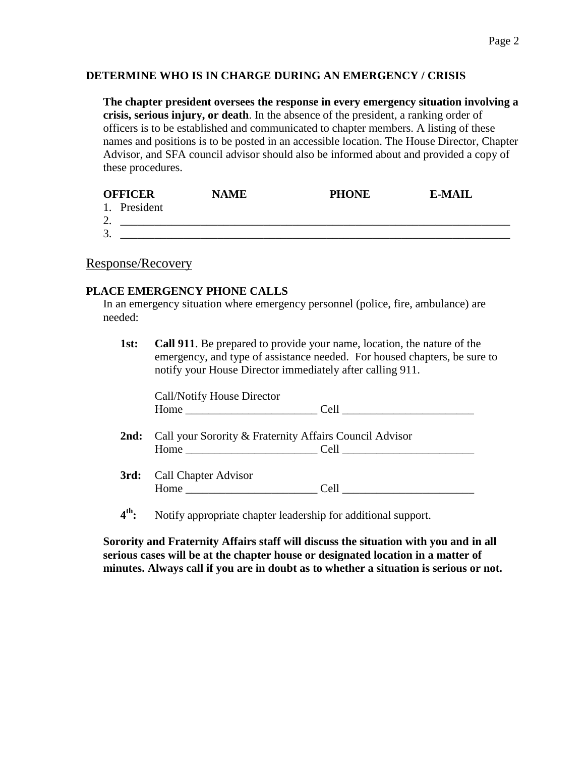## DETERMINE WHO IS IN CHARGE DURING AN EMERGENCY / CRISIS

**The chapter president oversees the response in every emergency situation involving a crisis, serious injury, or death**. In the absence of the president, a ranking order of officers is to be established and communicated to chapter members. A listing of these names and positions is to be posted in an accessible location. The House Director, Chapter Advisor, and SFA council advisor should also be informed about and provided a copy of these procedures.

| OFFICER | NAME | PHONE | E-MAIL |
|---|---|---|---|
| 1. President | | | |
| 2. ______ | | | |
| 3. ______ | | | |

## Response/Recovery

### PLACE EMERGENCY PHONE CALLS

In an emergency situation where emergency personnel (police, fire, ambulance) are needed:

**1st:** **Call 911**. Be prepared to provide your name, location, the nature of the emergency, and type of assistance needed. For housed chapters, be sure to notify your House Director immediately after calling 911.

Call/Notify House Director
Home _______________________ Cell _______________________

**2nd:** Call your Sorority & Fraternity Affairs Council Advisor
Home _______________________ Cell _______________________

**3rd:** Call Chapter Advisor
Home _______________________ Cell _______________________

**4th:** Notify appropriate chapter leadership for additional support.

**Sorority and Fraternity Affairs staff will discuss the situation with you and in all serious cases will be at the chapter house or designated location in a matter of minutes. Always call if you are in doubt as to whether a situation is serious or not.**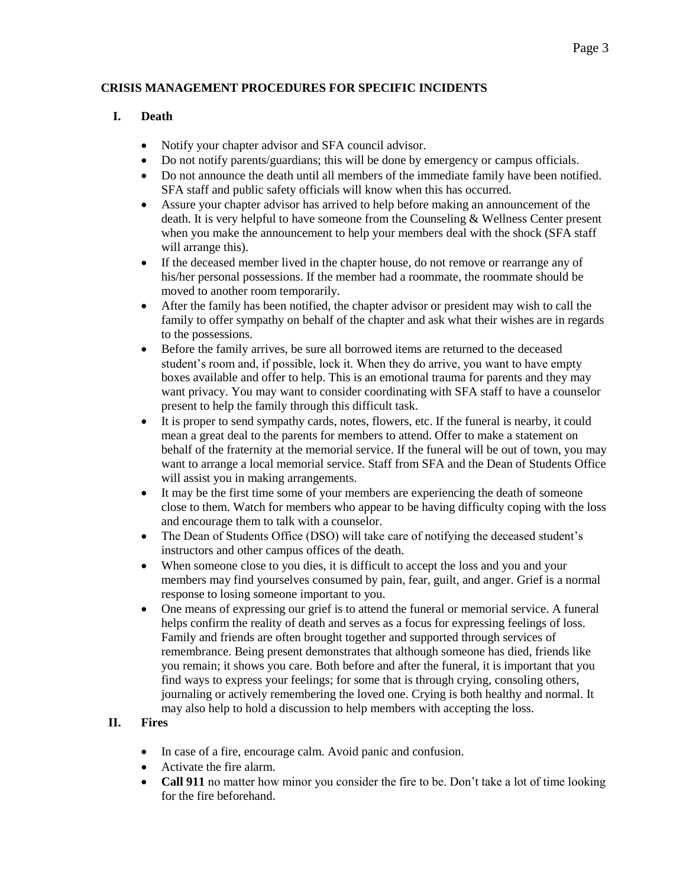## CRISIS MANAGEMENT PROCEDURES FOR SPECIFIC INCIDENTS

### I. Death

- Notify your chapter advisor and SFA council advisor.
- Do not notify parents/guardians; this will be done by emergency or campus officials.
- Do not announce the death until all members of the immediate family have been notified. SFA staff and public safety officials will know when this has occurred.
- Assure your chapter advisor has arrived to help before making an announcement of the death. It is very helpful to have someone from the Counseling & Wellness Center present when you make the announcement to help your members deal with the shock (SFA staff will arrange this).
- If the deceased member lived in the chapter house, do not remove or rearrange any of his/her personal possessions. If the member had a roommate, the roommate should be moved to another room temporarily.
- After the family has been notified, the chapter advisor or president may wish to call the family to offer sympathy on behalf of the chapter and ask what their wishes are in regards to the possessions.
- Before the family arrives, be sure all borrowed items are returned to the deceased student's room and, if possible, lock it. When they do arrive, you want to have empty boxes available and offer to help. This is an emotional trauma for parents and they may want privacy. You may want to consider coordinating with SFA staff to have a counselor present to help the family through this difficult task.
- It is proper to send sympathy cards, notes, flowers, etc. If the funeral is nearby, it could mean a great deal to the parents for members to attend. Offer to make a statement on behalf of the fraternity at the memorial service. If the funeral will be out of town, you may want to arrange a local memorial service. Staff from SFA and the Dean of Students Office will assist you in making arrangements.
- It may be the first time some of your members are experiencing the death of someone close to them. Watch for members who appear to be having difficulty coping with the loss and encourage them to talk with a counselor.
- The Dean of Students Office (DSO) will take care of notifying the deceased student's instructors and other campus offices of the death.
- When someone close to you dies, it is difficult to accept the loss and you and your members may find yourselves consumed by pain, fear, guilt, and anger. Grief is a normal response to losing someone important to you.
- One means of expressing our grief is to attend the funeral or memorial service. A funeral helps confirm the reality of death and serves as a focus for expressing feelings of loss. Family and friends are often brought together and supported through services of remembrance. Being present demonstrates that although someone has died, friends like you remain; it shows you care. Both before and after the funeral, it is important that you find ways to express your feelings; for some that is through crying, consoling others, journaling or actively remembering the loved one. Crying is both healthy and normal. It may also help to hold a discussion to help members with accepting the loss.

### II. Fires

- In case of a fire, encourage calm. Avoid panic and confusion.
- Activate the fire alarm.
- **Call 911** no matter how minor you consider the fire to be. Don't take a lot of time looking for the fire beforehand.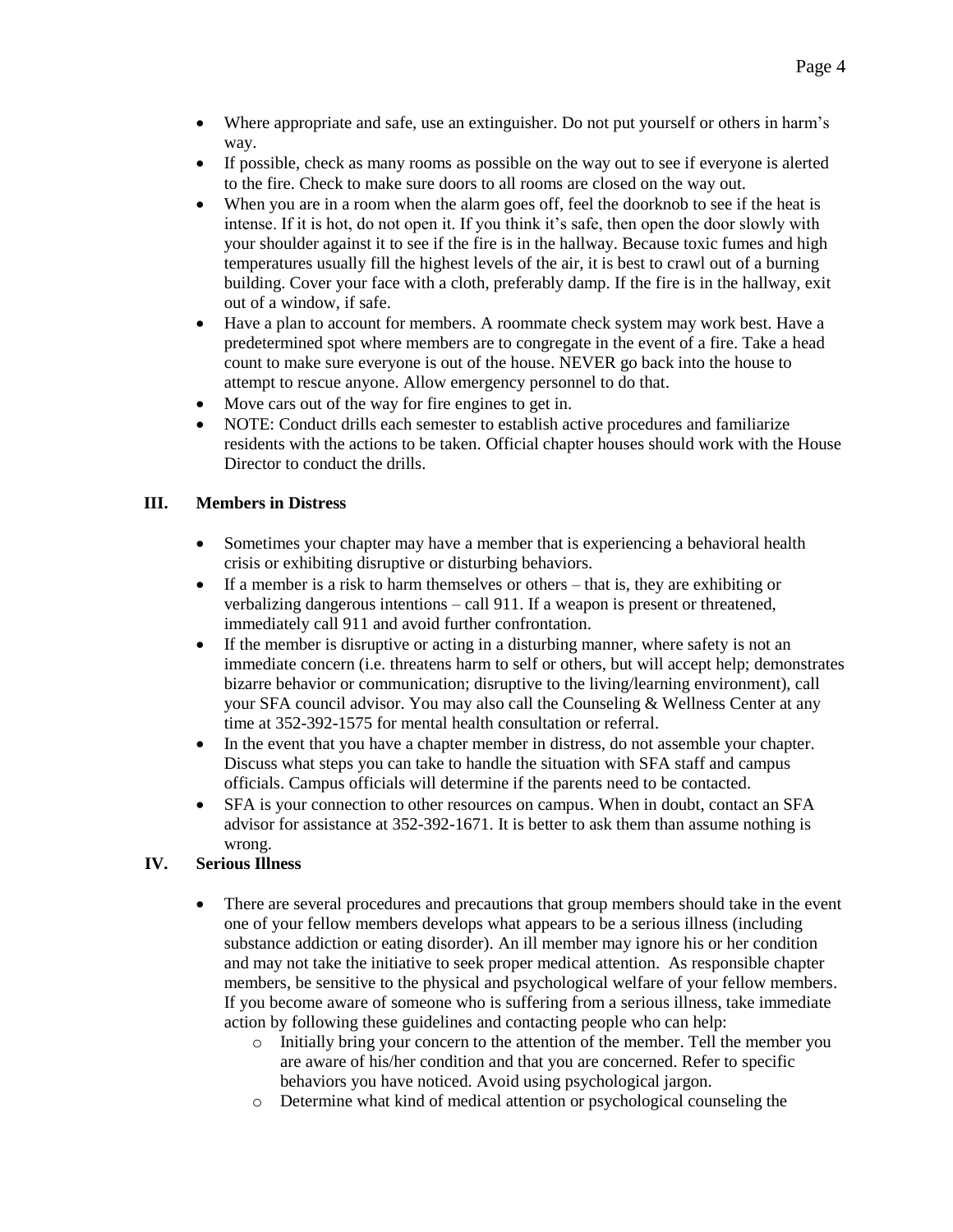- Where appropriate and safe, use an extinguisher. Do not put yourself or others in harm's way.
- If possible, check as many rooms as possible on the way out to see if everyone is alerted to the fire. Check to make sure doors to all rooms are closed on the way out.
- When you are in a room when the alarm goes off, feel the doorknob to see if the heat is intense. If it is hot, do not open it. If you think it's safe, then open the door slowly with your shoulder against it to see if the fire is in the hallway. Because toxic fumes and high temperatures usually fill the highest levels of the air, it is best to crawl out of a burning building. Cover your face with a cloth, preferably damp. If the fire is in the hallway, exit out of a window, if safe.
- Have a plan to account for members. A roommate check system may work best. Have a predetermined spot where members are to congregate in the event of a fire. Take a head count to make sure everyone is out of the house. NEVER go back into the house to attempt to rescue anyone. Allow emergency personnel to do that.
- Move cars out of the way for fire engines to get in.
- NOTE: Conduct drills each semester to establish active procedures and familiarize residents with the actions to be taken. Official chapter houses should work with the House Director to conduct the drills.

## III. Members in Distress

- Sometimes your chapter may have a member that is experiencing a behavioral health crisis or exhibiting disruptive or disturbing behaviors.
- If a member is a risk to harm themselves or others – that is, they are exhibiting or verbalizing dangerous intentions – call 911. If a weapon is present or threatened, immediately call 911 and avoid further confrontation.
- If the member is disruptive or acting in a disturbing manner, where safety is not an immediate concern (i.e. threatens harm to self or others, but will accept help; demonstrates bizarre behavior or communication; disruptive to the living/learning environment), call your SFA council advisor. You may also call the Counseling & Wellness Center at any time at 352-392-1575 for mental health consultation or referral.
- In the event that you have a chapter member in distress, do not assemble your chapter. Discuss what steps you can take to handle the situation with SFA staff and campus officials. Campus officials will determine if the parents need to be contacted.
- SFA is your connection to other resources on campus. When in doubt, contact an SFA advisor for assistance at 352-392-1671. It is better to ask them than assume nothing is wrong.

## IV. Serious Illness

- There are several procedures and precautions that group members should take in the event one of your fellow members develops what appears to be a serious illness (including substance addiction or eating disorder). An ill member may ignore his or her condition and may not take the initiative to seek proper medical attention. As responsible chapter members, be sensitive to the physical and psychological welfare of your fellow members. If you become aware of someone who is suffering from a serious illness, take immediate action by following these guidelines and contacting people who can help:
  - Initially bring your concern to the attention of the member. Tell the member you are aware of his/her condition and that you are concerned. Refer to specific behaviors you have noticed. Avoid using psychological jargon.
  - Determine what kind of medical attention or psychological counseling the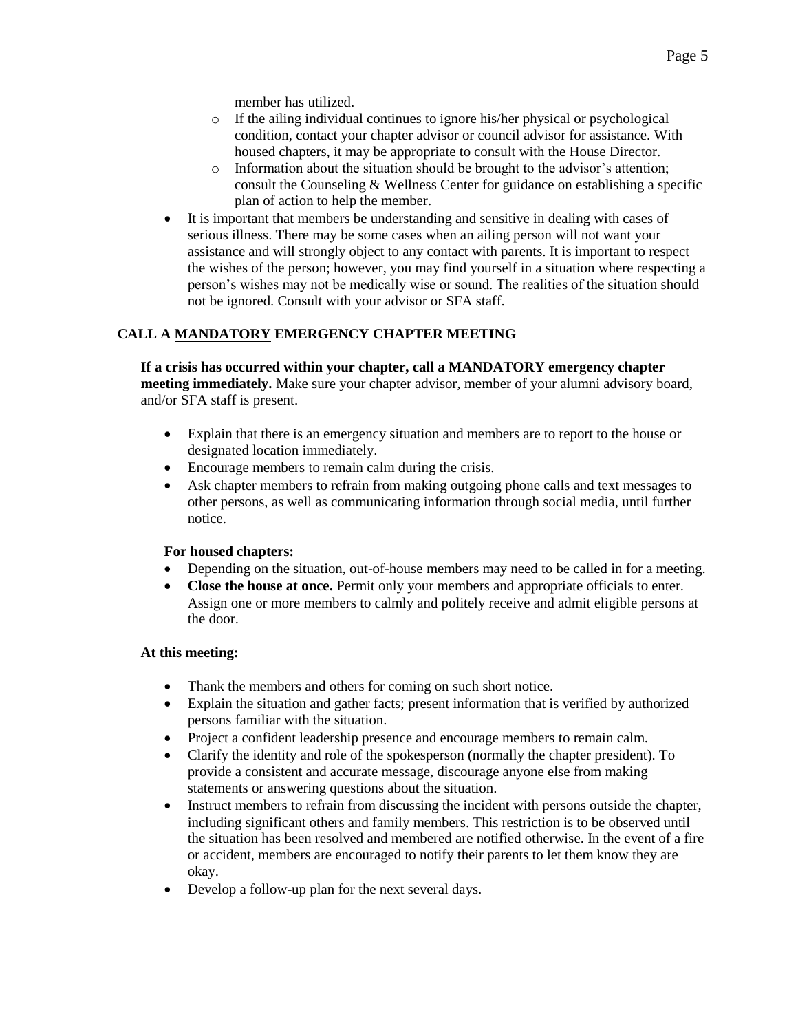member has utilized.

    - If the ailing individual continues to ignore his/her physical or psychological condition, contact your chapter advisor or council advisor for assistance. With housed chapters, it may be appropriate to consult with the House Director.
    - Information about the situation should be brought to the advisor's attention; consult the Counseling & Wellness Center for guidance on establishing a specific plan of action to help the member.
- It is important that members be understanding and sensitive in dealing with cases of serious illness. There may be some cases when an ailing person will not want your assistance and will strongly object to any contact with parents. It is important to respect the wishes of the person; however, you may find yourself in a situation where respecting a person's wishes may not be medically wise or sound. The realities of the situation should not be ignored. Consult with your advisor or SFA staff.

## CALL A <u>MANDATORY</u> EMERGENCY CHAPTER MEETING

**If a crisis has occurred within your chapter, call a MANDATORY emergency chapter meeting immediately.** Make sure your chapter advisor, member of your alumni advisory board, and/or SFA staff is present.

- Explain that there is an emergency situation and members are to report to the house or designated location immediately.
- Encourage members to remain calm during the crisis.
- Ask chapter members to refrain from making outgoing phone calls and text messages to other persons, as well as communicating information through social media, until further notice.

**For housed chapters:**

- Depending on the situation, out-of-house members may need to be called in for a meeting.
- **Close the house at once.** Permit only your members and appropriate officials to enter. Assign one or more members to calmly and politely receive and admit eligible persons at the door.

**At this meeting:**

- Thank the members and others for coming on such short notice.
- Explain the situation and gather facts; present information that is verified by authorized persons familiar with the situation.
- Project a confident leadership presence and encourage members to remain calm.
- Clarify the identity and role of the spokesperson (normally the chapter president). To provide a consistent and accurate message, discourage anyone else from making statements or answering questions about the situation.
- Instruct members to refrain from discussing the incident with persons outside the chapter, including significant others and family members. This restriction is to be observed until the situation has been resolved and membered are notified otherwise. In the event of a fire or accident, members are encouraged to notify their parents to let them know they are okay.
- Develop a follow-up plan for the next several days.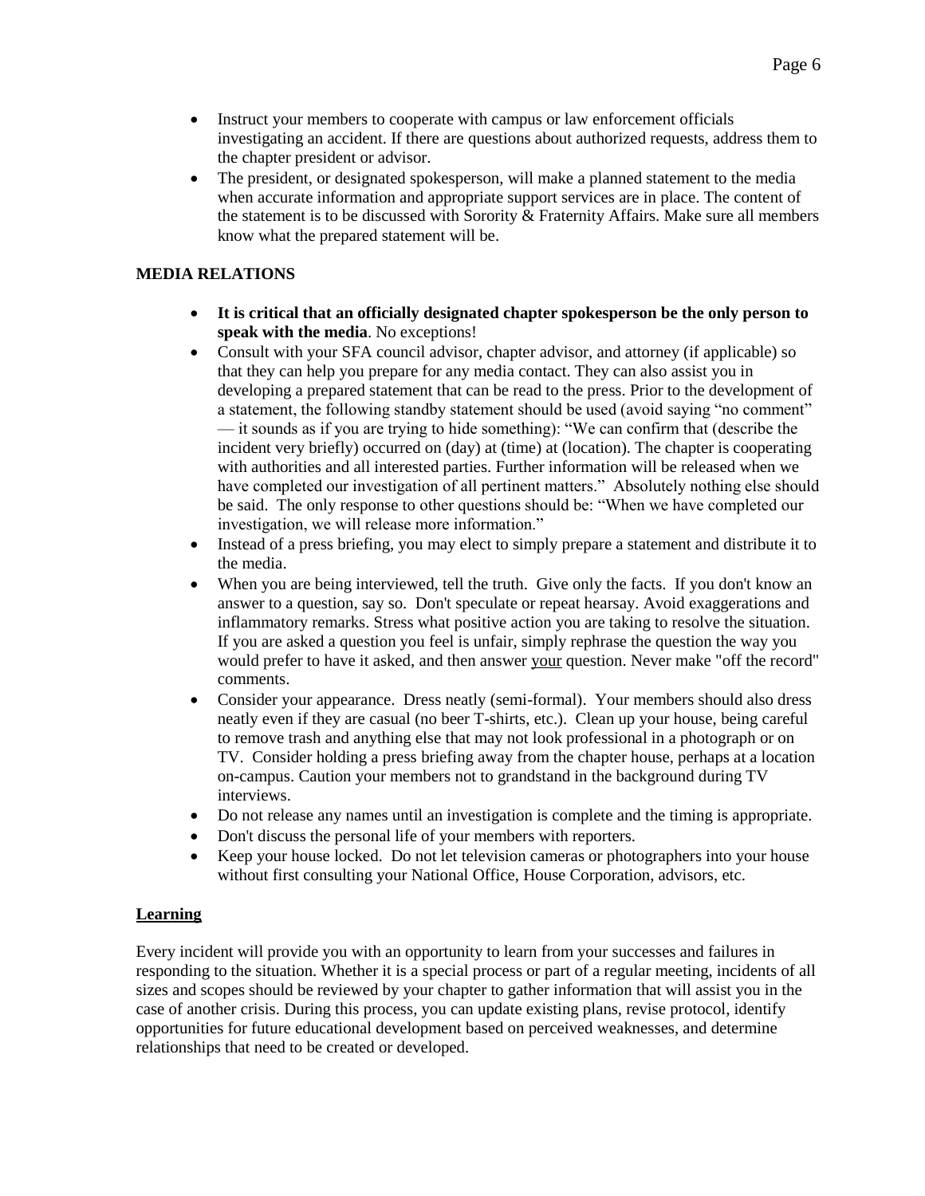- Instruct your members to cooperate with campus or law enforcement officials investigating an accident. If there are questions about authorized requests, address them to the chapter president or advisor.
- The president, or designated spokesperson, will make a planned statement to the media when accurate information and appropriate support services are in place. The content of the statement is to be discussed with Sorority & Fraternity Affairs. Make sure all members know what the prepared statement will be.

**MEDIA RELATIONS**

- **It is critical that an officially designated chapter spokesperson be the only person to speak with the media**. No exceptions!
- Consult with your SFA council advisor, chapter advisor, and attorney (if applicable) so that they can help you prepare for any media contact. They can also assist you in developing a prepared statement that can be read to the press. Prior to the development of a statement, the following standby statement should be used (avoid saying "no comment" — it sounds as if you are trying to hide something): "We can confirm that (describe the incident very briefly) occurred on (day) at (time) at (location). The chapter is cooperating with authorities and all interested parties. Further information will be released when we have completed our investigation of all pertinent matters." Absolutely nothing else should be said. The only response to other questions should be: "When we have completed our investigation, we will release more information."
- Instead of a press briefing, you may elect to simply prepare a statement and distribute it to the media.
- When you are being interviewed, tell the truth. Give only the facts. If you don't know an answer to a question, say so. Don't speculate or repeat hearsay. Avoid exaggerations and inflammatory remarks. Stress what positive action you are taking to resolve the situation. If you are asked a question you feel is unfair, simply rephrase the question the way you would prefer to have it asked, and then answer <u>your</u> question. Never make "off the record" comments.
- Consider your appearance. Dress neatly (semi-formal). Your members should also dress neatly even if they are casual (no beer T-shirts, etc.). Clean up your house, being careful to remove trash and anything else that may not look professional in a photograph or on TV. Consider holding a press briefing away from the chapter house, perhaps at a location on-campus. Caution your members not to grandstand in the background during TV interviews.
- Do not release any names until an investigation is complete and the timing is appropriate.
- Don't discuss the personal life of your members with reporters.
- Keep your house locked. Do not let television cameras or photographers into your house without first consulting your National Office, House Corporation, advisors, etc.

**<u>Learning</u>**

Every incident will provide you with an opportunity to learn from your successes and failures in responding to the situation. Whether it is a special process or part of a regular meeting, incidents of all sizes and scopes should be reviewed by your chapter to gather information that will assist you in the case of another crisis. During this process, you can update existing plans, revise protocol, identify opportunities for future educational development based on perceived weaknesses, and determine relationships that need to be created or developed.